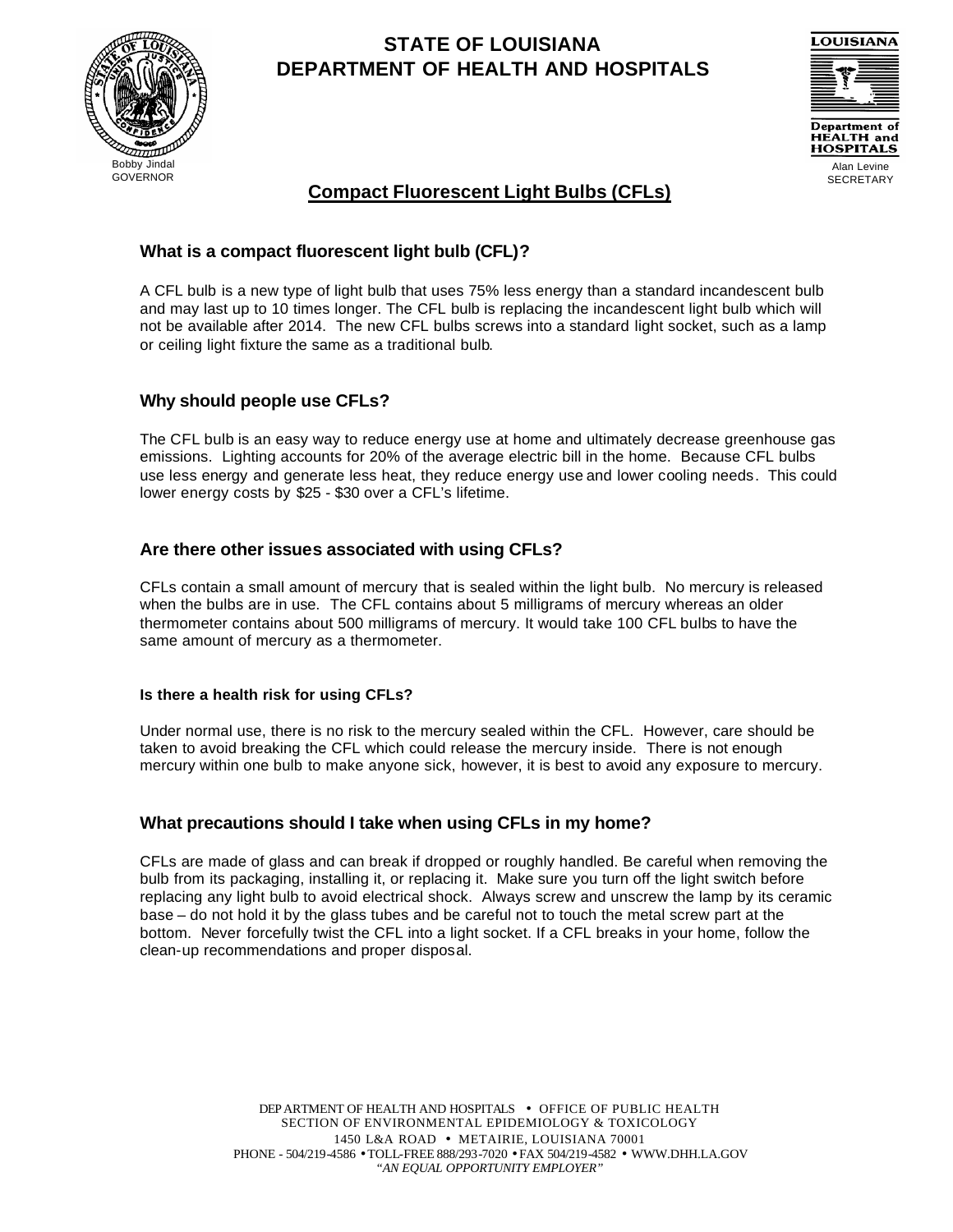# STATE OF LOUISIANA
# DEPARTMENT OF HEALTH AND HOSPITALS

Bobby Jindal
GOVERNOR

Alan Levine
SECRETARY

## Compact Fluorescent Light Bulbs (CFLs)

### What is a compact fluorescent light bulb (CFL)?

A CFL bulb is a new type of light bulb that uses 75% less energy than a standard incandescent bulb and may last up to 10 times longer. The CFL bulb is replacing the incandescent light bulb which will not be available after 2014. The new CFL bulbs screws into a standard light socket, such as a lamp or ceiling light fixture the same as a traditional bulb.

### Why should people use CFLs?

The CFL bulb is an easy way to reduce energy use at home and ultimately decrease greenhouse gas emissions. Lighting accounts for 20% of the average electric bill in the home. Because CFL bulbs use less energy and generate less heat, they reduce energy use and lower cooling needs. This could lower energy costs by $25 - $30 over a CFL's lifetime.

### Are there other issues associated with using CFLs?

CFLs contain a small amount of mercury that is sealed within the light bulb. No mercury is released when the bulbs are in use. The CFL contains about 5 milligrams of mercury whereas an older thermometer contains about 500 milligrams of mercury. It would take 100 CFL bulbs to have the same amount of mercury as a thermometer.

#### Is there a health risk for using CFLs?

Under normal use, there is no risk to the mercury sealed within the CFL. However, care should be taken to avoid breaking the CFL which could release the mercury inside. There is not enough mercury within one bulb to make anyone sick, however, it is best to avoid any exposure to mercury.

### What precautions should I take when using CFLs in my home?

CFLs are made of glass and can break if dropped or roughly handled. Be careful when removing the bulb from its packaging, installing it, or replacing it. Make sure you turn off the light switch before replacing any light bulb to avoid electrical shock. Always screw and unscrew the lamp by its ceramic base – do not hold it by the glass tubes and be careful not to touch the metal screw part at the bottom. Never forcefully twist the CFL into a light socket. If a CFL breaks in your home, follow the clean-up recommendations and proper disposal.

DEPARTMENT OF HEALTH AND HOSPITALS • OFFICE OF PUBLIC HEALTH
SECTION OF ENVIRONMENTAL EPIDEMIOLOGY & TOXICOLOGY
1450 L&A ROAD • METAIRIE, LOUISIANA 70001
PHONE - 504/219-4586 • TOLL-FREE 888/293-7020 • FAX 504/219-4582 • WWW.DHH.LA.GOV
*"AN EQUAL OPPORTUNITY EMPLOYER"*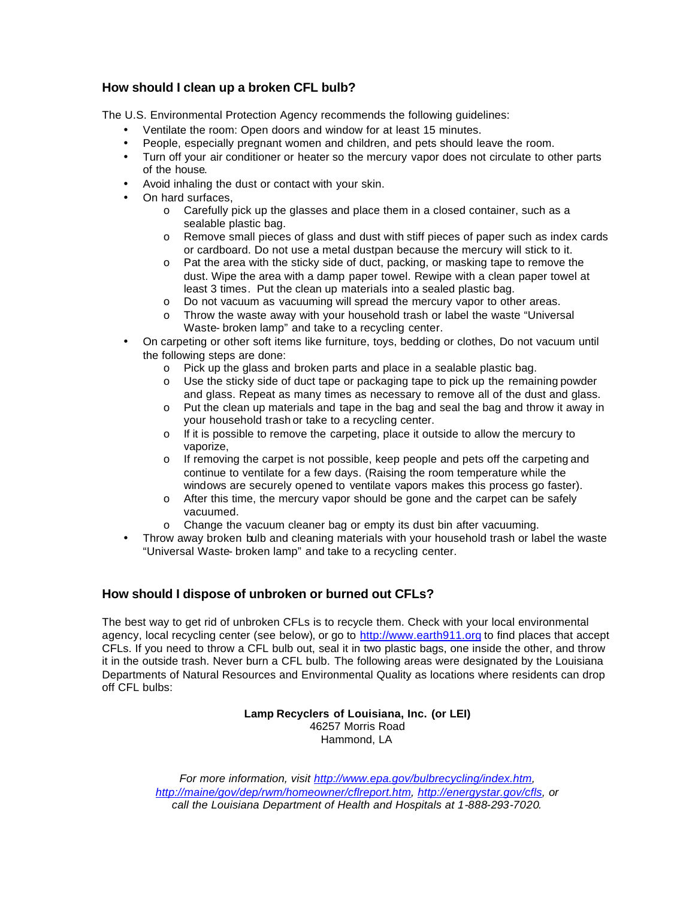### How should I clean up a broken CFL bulb?

The U.S. Environmental Protection Agency recommends the following guidelines:

- Ventilate the room: Open doors and window for at least 15 minutes.
- People, especially pregnant women and children, and pets should leave the room.
- Turn off your air conditioner or heater so the mercury vapor does not circulate to other parts of the house.
- Avoid inhaling the dust or contact with your skin.
- On hard surfaces,
  - Carefully pick up the glasses and place them in a closed container, such as a sealable plastic bag.
  - Remove small pieces of glass and dust with stiff pieces of paper such as index cards or cardboard. Do not use a metal dustpan because the mercury will stick to it.
  - Pat the area with the sticky side of duct, packing, or masking tape to remove the dust. Wipe the area with a damp paper towel. Rewipe with a clean paper towel at least 3 times. Put the clean up materials into a sealed plastic bag.
  - Do not vacuum as vacuuming will spread the mercury vapor to other areas.
  - Throw the waste away with your household trash or label the waste "Universal Waste- broken lamp" and take to a recycling center.
- On carpeting or other soft items like furniture, toys, bedding or clothes, Do not vacuum until the following steps are done:
  - Pick up the glass and broken parts and place in a sealable plastic bag.
  - Use the sticky side of duct tape or packaging tape to pick up the remaining powder and glass. Repeat as many times as necessary to remove all of the dust and glass.
  - Put the clean up materials and tape in the bag and seal the bag and throw it away in your household trash or take to a recycling center.
  - If it is possible to remove the carpeting, place it outside to allow the mercury to vaporize,
  - If removing the carpet is not possible, keep people and pets off the carpeting and continue to ventilate for a few days. (Raising the room temperature while the windows are securely opened to ventilate vapors makes this process go faster).
  - After this time, the mercury vapor should be gone and the carpet can be safely vacuumed.
  - Change the vacuum cleaner bag or empty its dust bin after vacuuming.
- Throw away broken bulb and cleaning materials with your household trash or label the waste "Universal Waste- broken lamp" and take to a recycling center.

### How should I dispose of unbroken or burned out CFLs?

The best way to get rid of unbroken CFLs is to recycle them. Check with your local environmental agency, local recycling center (see below), or go to http://www.earth911.org to find places that accept CFLs. If you need to throw a CFL bulb out, seal it in two plastic bags, one inside the other, and throw it in the outside trash. Never burn a CFL bulb. The following areas were designated by the Louisiana Departments of Natural Resources and Environmental Quality as locations where residents can drop off CFL bulbs:

**Lamp Recyclers of Louisiana, Inc. (or LEI)**
46257 Morris Road
Hammond, LA

*For more information, visit http://www.epa.gov/bulbrecycling/index.htm, http://maine/gov/dep/rwm/homeowner/cflreport.htm, http://energystar.gov/cfls, or call the Louisiana Department of Health and Hospitals at 1-888-293-7020.*